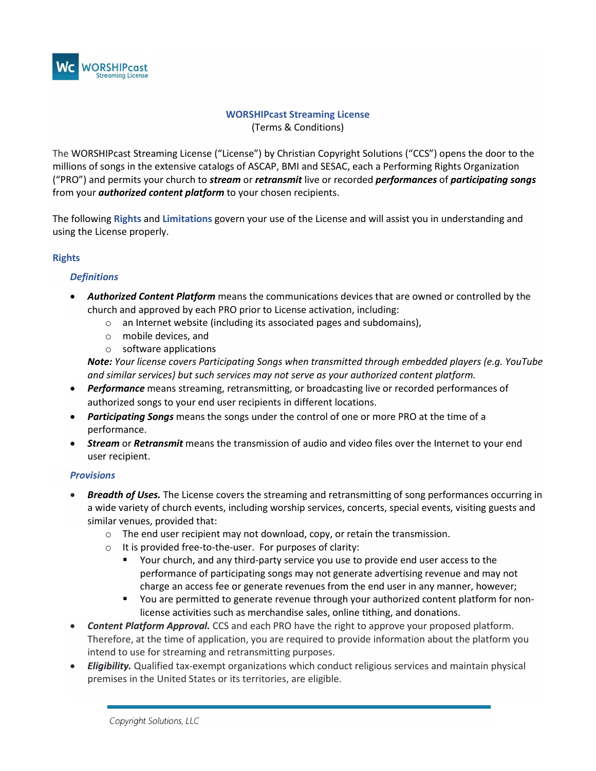# WORSHIPcast Streaming License

(Terms & Conditions)

The WORSHIPcast Streaming License ("License") by Christian Copyright Solutions ("CCS") opens the door to the millions of songs in the extensive catalogs of ASCAP, BMI and SESAC, each a Performing Rights Organization ("PRO") and permits your church to ***stream*** or ***retransmit*** live or recorded ***performances*** of ***participating songs*** from your ***authorized content platform*** to your chosen recipients.

The following **Rights** and **Limitations** govern your use of the License and will assist you in understanding and using the License properly.

## Rights

### *Definitions*

- ***Authorized Content Platform*** means the communications devices that are owned or controlled by the church and approved by each PRO prior to License activation, including:
  - an Internet website (including its associated pages and subdomains),
  - mobile devices, and
  - software applications

  ***Note:*** *Your license covers Participating Songs when transmitted through embedded players (e.g. YouTube and similar services) but such services may not serve as your authorized content platform.*
- ***Performance*** means streaming, retransmitting, or broadcasting live or recorded performances of authorized songs to your end user recipients in different locations.
- ***Participating Songs*** means the songs under the control of one or more PRO at the time of a performance.
- ***Stream*** or ***Retransmit*** means the transmission of audio and video files over the Internet to your end user recipient.

### *Provisions*

- ***Breadth of Uses.*** The License covers the streaming and retransmitting of song performances occurring in a wide variety of church events, including worship services, concerts, special events, visiting guests and similar venues, provided that:
  - The end user recipient may not download, copy, or retain the transmission.
  - It is provided free-to-the-user. For purposes of clarity:
    - Your church, and any third-party service you use to provide end user access to the performance of participating songs may not generate advertising revenue and may not charge an access fee or generate revenues from the end user in any manner, however;
    - You are permitted to generate revenue through your authorized content platform for non-license activities such as merchandise sales, online tithing, and donations.
- ***Content Platform Approval.*** CCS and each PRO have the right to approve your proposed platform. Therefore, at the time of application, you are required to provide information about the platform you intend to use for streaming and retransmitting purposes.
- ***Eligibility.*** Qualified tax-exempt organizations which conduct religious services and maintain physical premises in the United States or its territories, are eligible.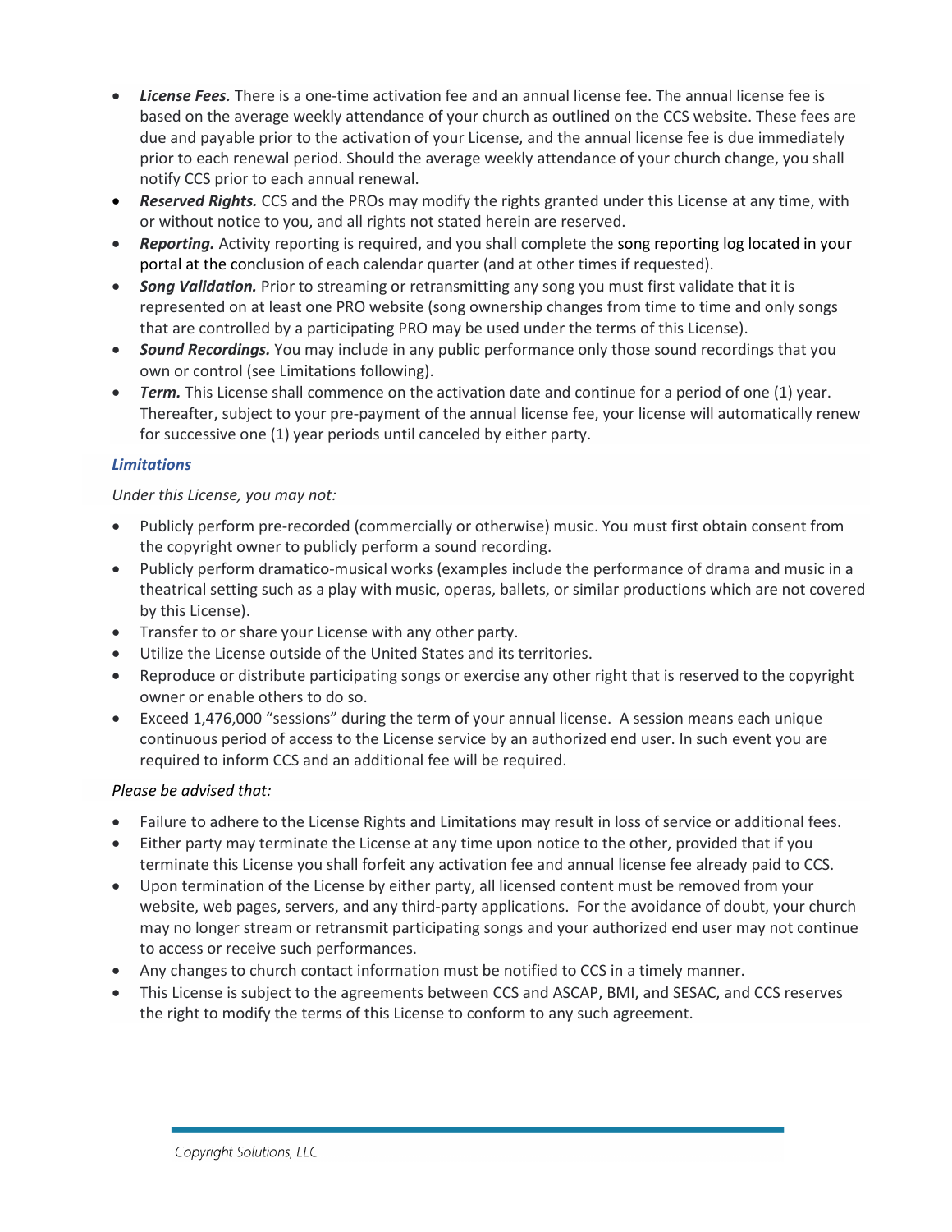- ***License Fees.*** There is a one-time activation fee and an annual license fee. The annual license fee is based on the average weekly attendance of your church as outlined on the CCS website. These fees are due and payable prior to the activation of your License, and the annual license fee is due immediately prior to each renewal period. Should the average weekly attendance of your church change, you shall notify CCS prior to each annual renewal.
- ***Reserved Rights.*** CCS and the PROs may modify the rights granted under this License at any time, with or without notice to you, and all rights not stated herein are reserved.
- ***Reporting.*** Activity reporting is required, and you shall complete the song reporting log located in your portal at the conclusion of each calendar quarter (and at other times if requested).
- ***Song Validation.*** Prior to streaming or retransmitting any song you must first validate that it is represented on at least one PRO website (song ownership changes from time to time and only songs that are controlled by a participating PRO may be used under the terms of this License).
- ***Sound Recordings.*** You may include in any public performance only those sound recordings that you own or control (see Limitations following).
- ***Term.*** This License shall commence on the activation date and continue for a period of one (1) year. Thereafter, subject to your pre-payment of the annual license fee, your license will automatically renew for successive one (1) year periods until canceled by either party.

### *Limitations*

*Under this License, you may not:*

- Publicly perform pre-recorded (commercially or otherwise) music. You must first obtain consent from the copyright owner to publicly perform a sound recording.
- Publicly perform dramatico-musical works (examples include the performance of drama and music in a theatrical setting such as a play with music, operas, ballets, or similar productions which are not covered by this License).
- Transfer to or share your License with any other party.
- Utilize the License outside of the United States and its territories.
- Reproduce or distribute participating songs or exercise any other right that is reserved to the copyright owner or enable others to do so.
- Exceed 1,476,000 "sessions" during the term of your annual license. A session means each unique continuous period of access to the License service by an authorized end user. In such event you are required to inform CCS and an additional fee will be required.

*Please be advised that:*

- Failure to adhere to the License Rights and Limitations may result in loss of service or additional fees.
- Either party may terminate the License at any time upon notice to the other, provided that if you terminate this License you shall forfeit any activation fee and annual license fee already paid to CCS.
- Upon termination of the License by either party, all licensed content must be removed from your website, web pages, servers, and any third-party applications. For the avoidance of doubt, your church may no longer stream or retransmit participating songs and your authorized end user may not continue to access or receive such performances.
- Any changes to church contact information must be notified to CCS in a timely manner.
- This License is subject to the agreements between CCS and ASCAP, BMI, and SESAC, and CCS reserves the right to modify the terms of this License to conform to any such agreement.